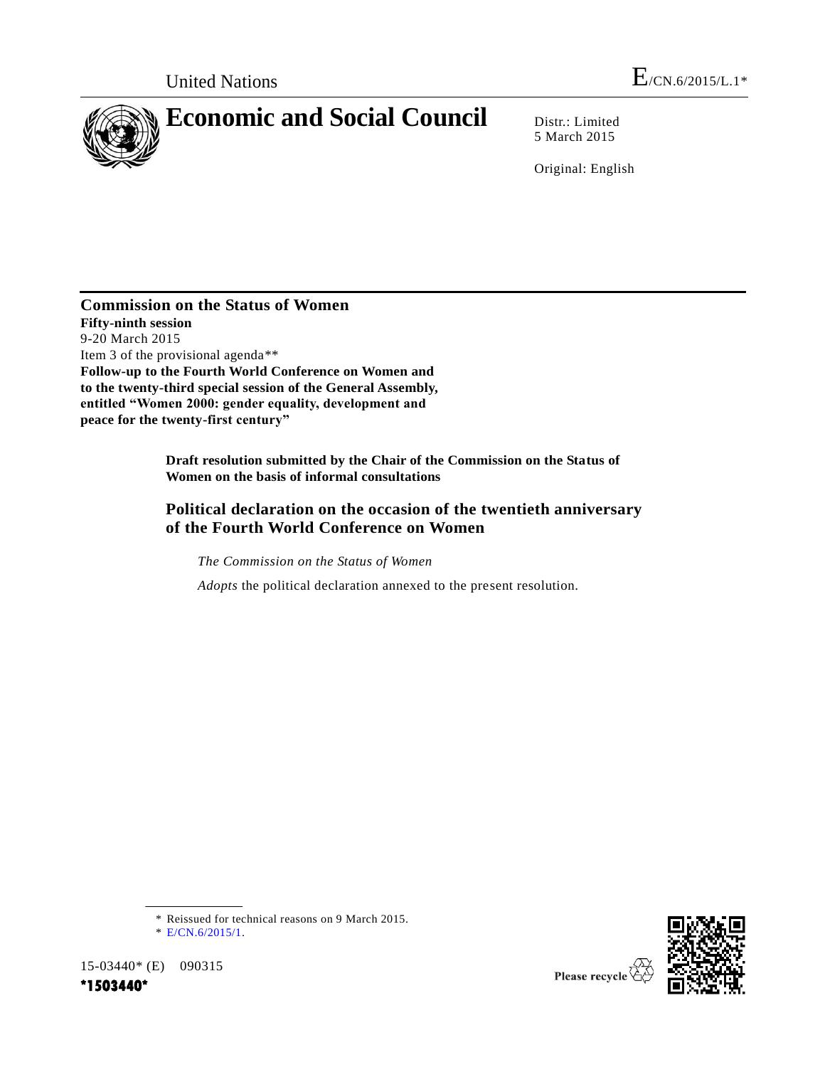United Nations

E/CN.6/2015/L.1*

# Economic and Social Council

Distr.: Limited
5 March 2015

Original: English

## Commission on the Status of Women

**Fifty-ninth session**
9-20 March 2015
Item 3 of the provisional agenda**
**Follow-up to the Fourth World Conference on Women and to the twenty-third special session of the General Assembly, entitled "Women 2000: gender equality, development and peace for the twenty-first century"**

**Draft resolution submitted by the Chair of the Commission on the Status of Women on the basis of informal consultations**

### Political declaration on the occasion of the twentieth anniversary of the Fourth World Conference on Women

*The Commission on the Status of Women*

*Adopts* the political declaration annexed to the present resolution.

---

\* Reissued for technical reasons on 9 March 2015.

\** E/CN.6/2015/1.

15-03440* (E) 090315

*1503440*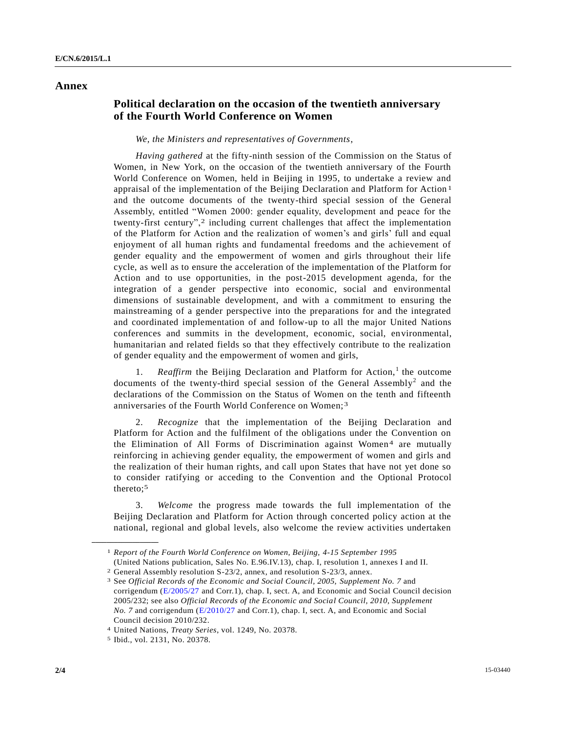## Annex

### Political declaration on the occasion of the twentieth anniversary of the Fourth World Conference on Women

*We, the Ministers and representatives of Governments*,

*Having gathered* at the fifty-ninth session of the Commission on the Status of Women, in New York, on the occasion of the twentieth anniversary of the Fourth World Conference on Women, held in Beijing in 1995, to undertake a review and appraisal of the implementation of the Beijing Declaration and Platform for Action[1] and the outcome documents of the twenty-third special session of the General Assembly, entitled "Women 2000: gender equality, development and peace for the twenty-first century",[2] including current challenges that affect the implementation of the Platform for Action and the realization of women's and girls' full and equal enjoyment of all human rights and fundamental freedoms and the achievement of gender equality and the empowerment of women and girls throughout their life cycle, as well as to ensure the acceleration of the implementation of the Platform for Action and to use opportunities, in the post-2015 development agenda, for the integration of a gender perspective into economic, social and environmental dimensions of sustainable development, and with a commitment to ensuring the mainstreaming of a gender perspective into the preparations for and the integrated and coordinated implementation of and follow-up to all the major United Nations conferences and summits in the development, economic, social, environmental, humanitarian and related fields so that they effectively contribute to the realization of gender equality and the empowerment of women and girls,

1. *Reaffirm* the Beijing Declaration and Platform for Action,[1] the outcome documents of the twenty-third special session of the General Assembly[2] and the declarations of the Commission on the Status of Women on the tenth and fifteenth anniversaries of the Fourth World Conference on Women;[3]

2. *Recognize* that the implementation of the Beijing Declaration and Platform for Action and the fulfilment of the obligations under the Convention on the Elimination of All Forms of Discrimination against Women[4] are mutually reinforcing in achieving gender equality, the empowerment of women and girls and the realization of their human rights, and call upon States that have not yet done so to consider ratifying or acceding to the Convention and the Optional Protocol thereto;[5]

3. *Welcome* the progress made towards the full implementation of the Beijing Declaration and Platform for Action through concerted policy action at the national, regional and global levels, also welcome the review activities undertaken

---

[1] *Report of the Fourth World Conference on Women, Beijing, 4-15 September 1995* (United Nations publication, Sales No. E.96.IV.13), chap. I, resolution 1, annexes I and II.

[2] General Assembly resolution S-23/2, annex, and resolution S-23/3, annex.

[3] See *Official Records of the Economic and Social Council, 2005, Supplement No. 7* and corrigendum (E/2005/27 and Corr.1), chap. I, sect. A, and Economic and Social Council decision 2005/232; see also *Official Records of the Economic and Social Council, 2010, Supplement No. 7* and corrigendum (E/2010/27 and Corr.1), chap. I, sect. A, and Economic and Social Council decision 2010/232.

[4] United Nations, *Treaty Series*, vol. 1249, No. 20378.

[5] Ibid., vol. 2131, No. 20378.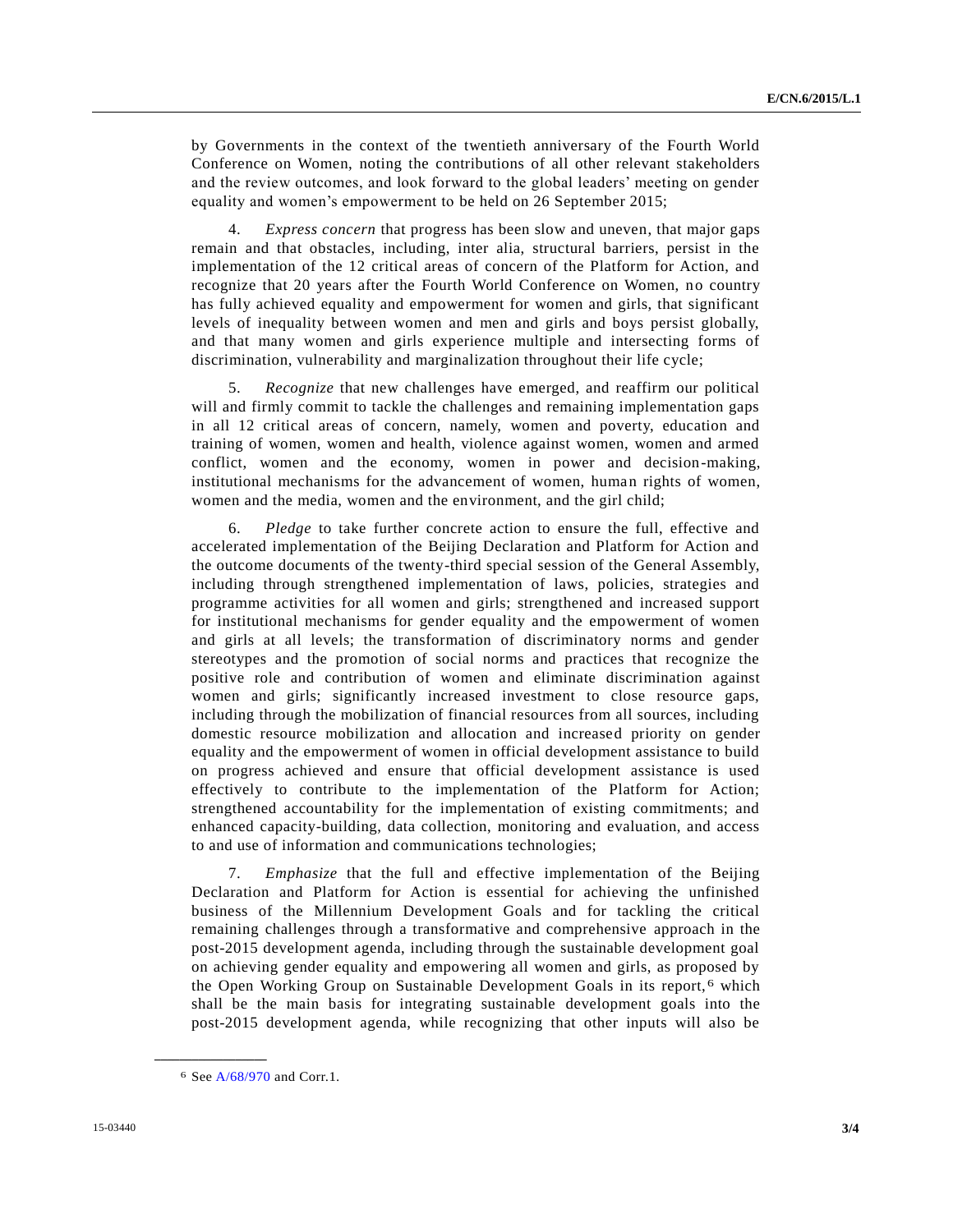by Governments in the context of the twentieth anniversary of the Fourth World Conference on Women, noting the contributions of all other relevant stakeholders and the review outcomes, and look forward to the global leaders' meeting on gender equality and women's empowerment to be held on 26 September 2015;

4. *Express concern* that progress has been slow and uneven, that major gaps remain and that obstacles, including, inter alia, structural barriers, persist in the implementation of the 12 critical areas of concern of the Platform for Action, and recognize that 20 years after the Fourth World Conference on Women, no country has fully achieved equality and empowerment for women and girls, that significant levels of inequality between women and men and girls and boys persist globally, and that many women and girls experience multiple and intersecting forms of discrimination, vulnerability and marginalization throughout their life cycle;

5. *Recognize* that new challenges have emerged, and reaffirm our political will and firmly commit to tackle the challenges and remaining implementation gaps in all 12 critical areas of concern, namely, women and poverty, education and training of women, women and health, violence against women, women and armed conflict, women and the economy, women in power and decision-making, institutional mechanisms for the advancement of women, human rights of women, women and the media, women and the environment, and the girl child;

6. *Pledge* to take further concrete action to ensure the full, effective and accelerated implementation of the Beijing Declaration and Platform for Action and the outcome documents of the twenty-third special session of the General Assembly, including through strengthened implementation of laws, policies, strategies and programme activities for all women and girls; strengthened and increased support for institutional mechanisms for gender equality and the empowerment of women and girls at all levels; the transformation of discriminatory norms and gender stereotypes and the promotion of social norms and practices that recognize the positive role and contribution of women and eliminate discrimination against women and girls; significantly increased investment to close resource gaps, including through the mobilization of financial resources from all sources, including domestic resource mobilization and allocation and increased priority on gender equality and the empowerment of women in official development assistance to build on progress achieved and ensure that official development assistance is used effectively to contribute to the implementation of the Platform for Action; strengthened accountability for the implementation of existing commitments; and enhanced capacity-building, data collection, monitoring and evaluation, and access to and use of information and communications technologies;

7. *Emphasize* that the full and effective implementation of the Beijing Declaration and Platform for Action is essential for achieving the unfinished business of the Millennium Development Goals and for tackling the critical remaining challenges through a transformative and comprehensive approach in the post-2015 development agenda, including through the sustainable development goal on achieving gender equality and empowering all women and girls, as proposed by the Open Working Group on Sustainable Development Goals in its report,[6] which shall be the main basis for integrating sustainable development goals into the post-2015 development agenda, while recognizing that other inputs will also be

[6] See A/68/970 and Corr.1.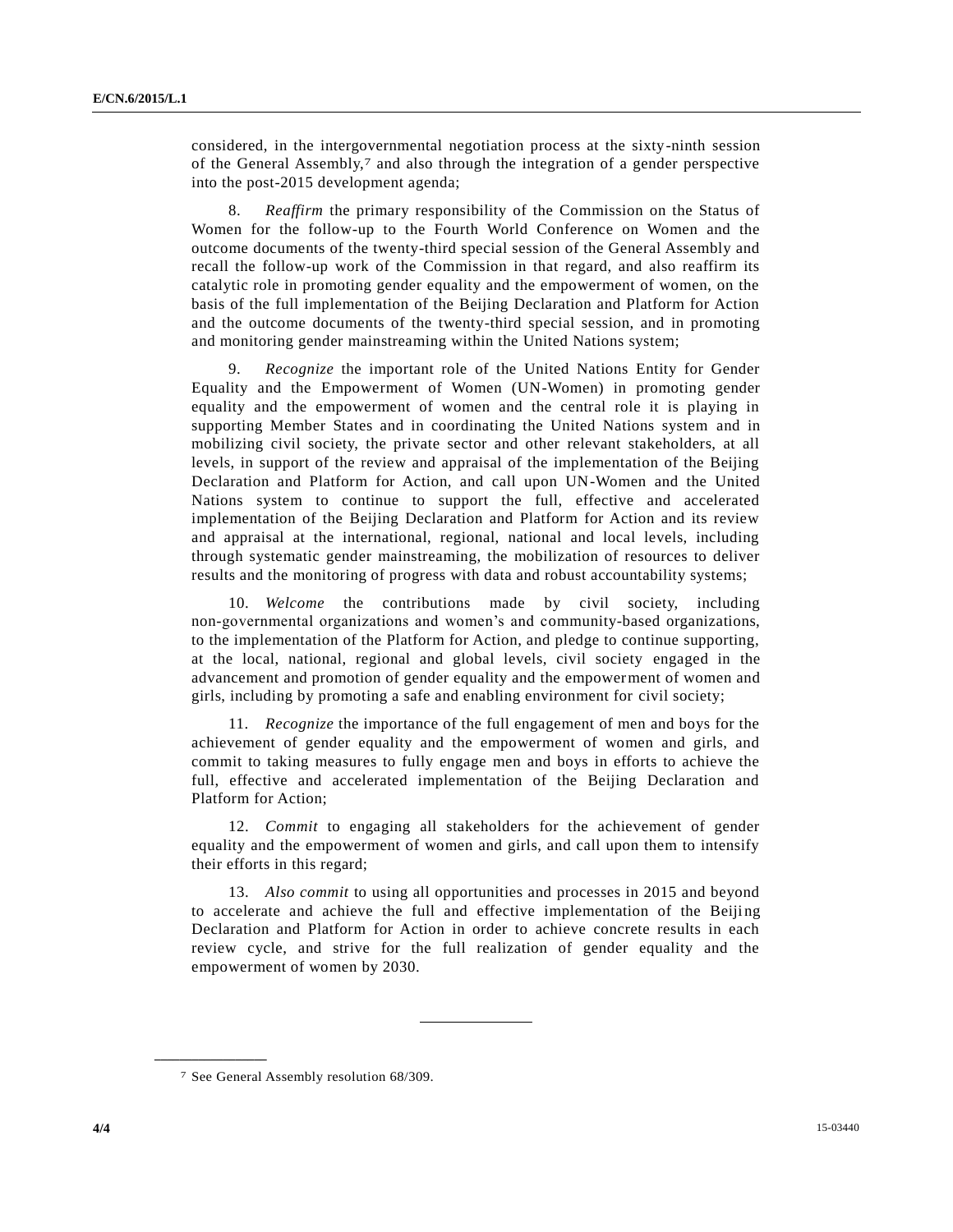considered, in the intergovernmental negotiation process at the sixty-ninth session of the General Assembly,[7] and also through the integration of a gender perspective into the post-2015 development agenda;

8. *Reaffirm* the primary responsibility of the Commission on the Status of Women for the follow-up to the Fourth World Conference on Women and the outcome documents of the twenty-third special session of the General Assembly and recall the follow-up work of the Commission in that regard, and also reaffirm its catalytic role in promoting gender equality and the empowerment of women, on the basis of the full implementation of the Beijing Declaration and Platform for Action and the outcome documents of the twenty-third special session, and in promoting and monitoring gender mainstreaming within the United Nations system;

9. *Recognize* the important role of the United Nations Entity for Gender Equality and the Empowerment of Women (UN-Women) in promoting gender equality and the empowerment of women and the central role it is playing in supporting Member States and in coordinating the United Nations system and in mobilizing civil society, the private sector and other relevant stakeholders, at all levels, in support of the review and appraisal of the implementation of the Beijing Declaration and Platform for Action, and call upon UN-Women and the United Nations system to continue to support the full, effective and accelerated implementation of the Beijing Declaration and Platform for Action and its review and appraisal at the international, regional, national and local levels, including through systematic gender mainstreaming, the mobilization of resources to deliver results and the monitoring of progress with data and robust accountability systems;

10. *Welcome* the contributions made by civil society, including non-governmental organizations and women's and community-based organizations, to the implementation of the Platform for Action, and pledge to continue supporting, at the local, national, regional and global levels, civil society engaged in the advancement and promotion of gender equality and the empowerment of women and girls, including by promoting a safe and enabling environment for civil society;

11. *Recognize* the importance of the full engagement of men and boys for the achievement of gender equality and the empowerment of women and girls, and commit to taking measures to fully engage men and boys in efforts to achieve the full, effective and accelerated implementation of the Beijing Declaration and Platform for Action;

12. *Commit* to engaging all stakeholders for the achievement of gender equality and the empowerment of women and girls, and call upon them to intensify their efforts in this regard;

13. *Also commit* to using all opportunities and processes in 2015 and beyond to accelerate and achieve the full and effective implementation of the Beijing Declaration and Platform for Action in order to achieve concrete results in each review cycle, and strive for the full realization of gender equality and the empowerment of women by 2030.

---

[7] See General Assembly resolution 68/309.